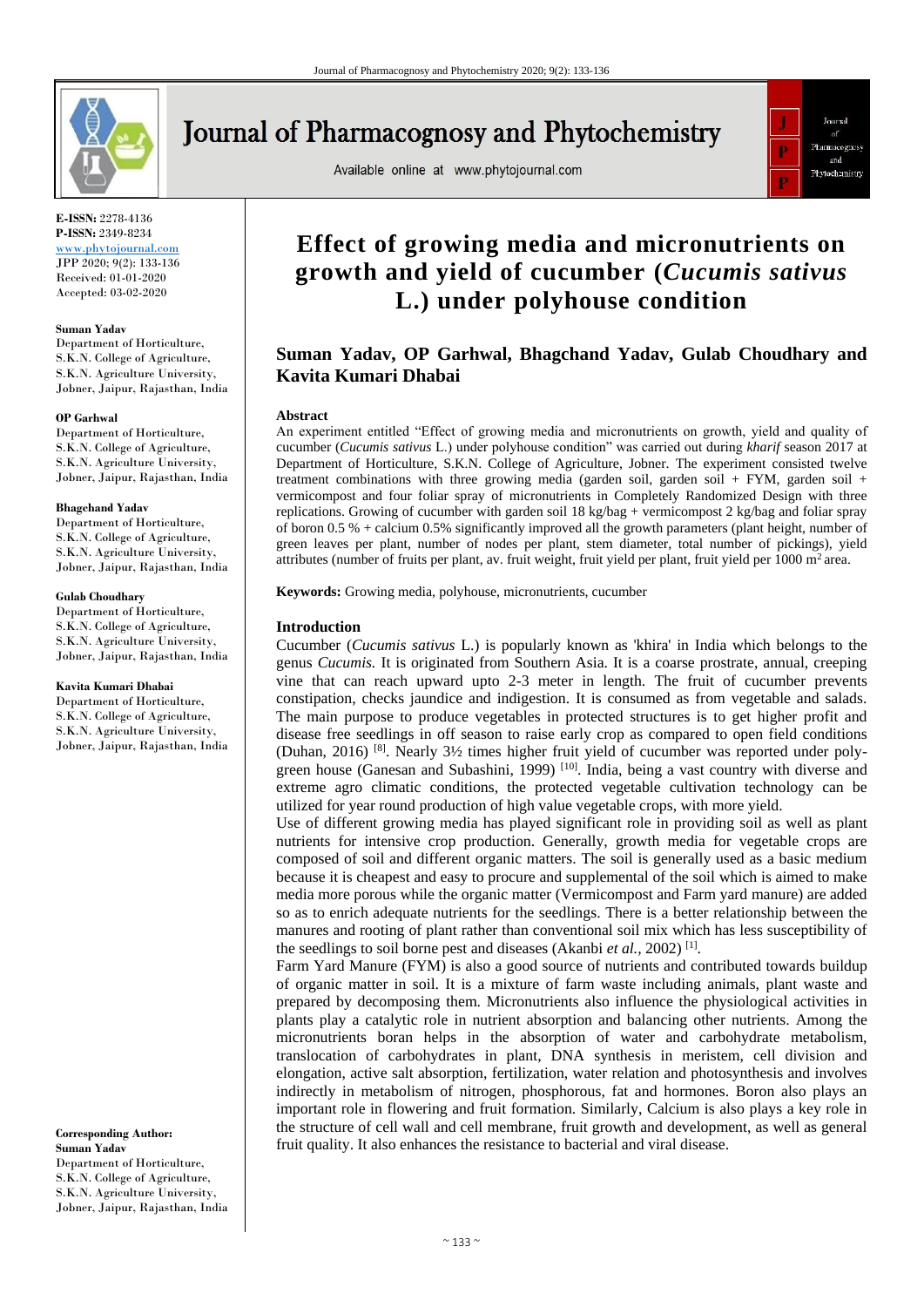E-ISSN: 2278-4136
P-ISSN: 2349-8234
www.phytojournal.com
JPP 2020; 9(2): 133-136
Received: 01-01-2020
Accepted: 03-02-2020

**Suman Yadav**
Department of Horticulture, S.K.N. College of Agriculture, S.K.N. Agriculture University, Jobner, Jaipur, Rajasthan, India

**OP Garhwal**
Department of Horticulture, S.K.N. College of Agriculture, S.K.N. Agriculture University, Jobner, Jaipur, Rajasthan, India

**Bhagchand Yadav**
Department of Horticulture, S.K.N. College of Agriculture, S.K.N. Agriculture University, Jobner, Jaipur, Rajasthan, India

**Gulab Choudhary**
Department of Horticulture, S.K.N. College of Agriculture, S.K.N. Agriculture University, Jobner, Jaipur, Rajasthan, India

**Kavita Kumari Dhabai**
Department of Horticulture, S.K.N. College of Agriculture, S.K.N. Agriculture University, Jobner, Jaipur, Rajasthan, India

**Corresponding Author:**
**Suman Yadav**
Department of Horticulture, S.K.N. College of Agriculture, S.K.N. Agriculture University, Jobner, Jaipur, Rajasthan, India

# Effect of growing media and micronutrients on growth and yield of cucumber (*Cucumis sativus* L.) under polyhouse condition

## Suman Yadav, OP Garhwal, Bhagchand Yadav, Gulab Choudhary and Kavita Kumari Dhabai

### Abstract

An experiment entitled "Effect of growing media and micronutrients on growth, yield and quality of cucumber (*Cucumis sativus* L.) under polyhouse condition" was carried out during *kharif* season 2017 at Department of Horticulture, S.K.N. College of Agriculture, Jobner. The experiment consisted twelve treatment combinations with three growing media (garden soil, garden soil + FYM, garden soil + vermicompost and four foliar spray of micronutrients in Completely Randomized Design with three replications. Growing of cucumber with garden soil 18 kg/bag + vermicompost 2 kg/bag and foliar spray of boron 0.5 % + calcium 0.5% significantly improved all the growth parameters (plant height, number of green leaves per plant, number of nodes per plant, stem diameter, total number of pickings), yield attributes (number of fruits per plant, av. fruit weight, fruit yield per plant, fruit yield per 1000 $m^2$ area.

**Keywords:** Growing media, polyhouse, micronutrients, cucumber

### Introduction

Cucumber (*Cucumis sativus* L.) is popularly known as 'khira' in India which belongs to the genus *Cucumis*. It is originated from Southern Asia. It is a coarse prostrate, annual, creeping vine that can reach upward upto 2-3 meter in length. The fruit of cucumber prevents constipation, checks jaundice and indigestion. It is consumed as from vegetable and salads. The main purpose to produce vegetables in protected structures is to get higher profit and disease free seedlings in off season to raise early crop as compared to open field conditions (Duhan, 2016) [8]. Nearly 3½ times higher fruit yield of cucumber was reported under poly-green house (Ganesan and Subashini, 1999) [10]. India, being a vast country with diverse and extreme agro climatic conditions, the protected vegetable cultivation technology can be utilized for year round production of high value vegetable crops, with more yield.

Use of different growing media has played significant role in providing soil as well as plant nutrients for intensive crop production. Generally, growth media for vegetable crops are composed of soil and different organic matters. The soil is generally used as a basic medium because it is cheapest and easy to procure and supplemental of the soil which is aimed to make media more porous while the organic matter (Vermicompost and Farm yard manure) are added so as to enrich adequate nutrients for the seedlings. There is a better relationship between the manures and rooting of plant rather than conventional soil mix which has less susceptibility of the seedlings to soil borne pest and diseases (Akanbi *et al.*, 2002) [1].

Farm Yard Manure (FYM) is also a good source of nutrients and contributed towards buildup of organic matter in soil. It is a mixture of farm waste including animals, plant waste and prepared by decomposing them. Micronutrients also influence the physiological activities in plants play a catalytic role in nutrient absorption and balancing other nutrients. Among the micronutrients boran helps in the absorption of water and carbohydrate metabolism, translocation of carbohydrates in plant, DNA synthesis in meristem, cell division and elongation, active salt absorption, fertilization, water relation and photosynthesis and involves indirectly in metabolism of nitrogen, phosphorous, fat and hormones. Boron also plays an important role in flowering and fruit formation. Similarly, Calcium is also plays a key role in the structure of cell wall and cell membrane, fruit growth and development, as well as general fruit quality. It also enhances the resistance to bacterial and viral disease.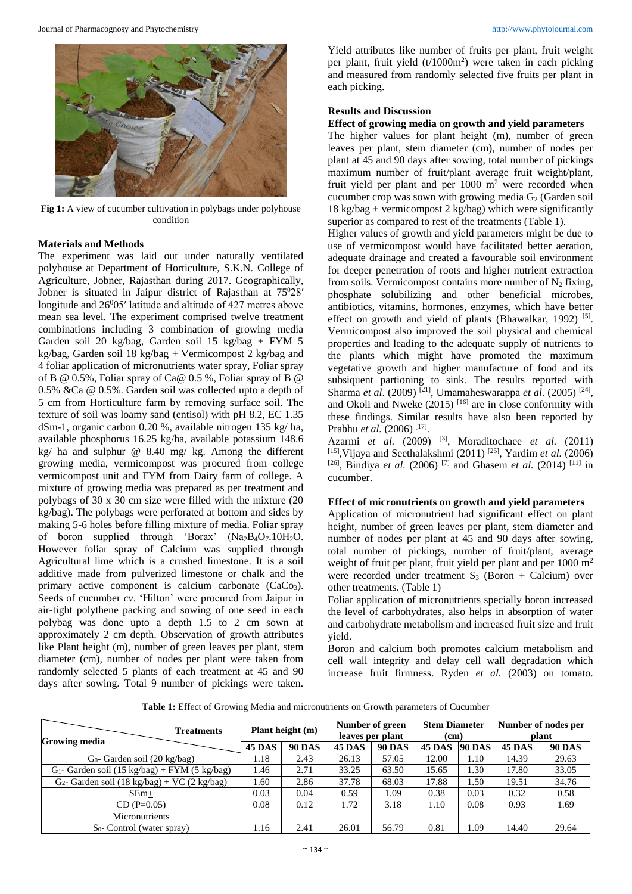Fig 1: A view of cucumber cultivation in polybags under polyhouse condition

## Materials and Methods

The experiment was laid out under naturally ventilated polyhouse at Department of Horticulture, S.K.N. College of Agriculture, Jobner, Rajasthan during 2017. Geographically, Jobner is situated in Jaipur district of Rajasthan at $75^0 28'$ longitude and $26^0 05'$ latitude and altitude of 427 metres above mean sea level. The experiment comprised twelve treatment combinations including 3 combination of growing media Garden soil 20 kg/bag, Garden soil 15 kg/bag + FYM 5 kg/bag, Garden soil 18 kg/bag + Vermicompost 2 kg/bag and 4 foliar application of micronutrients water spray, Foliar spray of B @ 0.5%, Foliar spray of Ca@ 0.5 %, Foliar spray of B @ 0.5% &Ca @ 0.5%. Garden soil was collected upto a depth of 5 cm from Horticulture farm by removing surface soil. The texture of soil was loamy sand (entisol) with pH 8.2, EC 1.35 dSm-1, organic carbon 0.20 %, available nitrogen 135 kg/ ha, available phosphorus 16.25 kg/ha, available potassium 148.6 kg/ ha and sulphur @ 8.40 mg/ kg. Among the different growing media, vermicompost was procured from college vermicompost unit and FYM from Dairy farm of college. A mixture of growing media was prepared as per treatment and polybags of 30 x 30 cm size were filled with the mixture (20 kg/bag). The polybags were perforated at bottom and sides by making 5-6 holes before filling mixture of media. Foliar spray of boron supplied through 'Borax' ($Na_2B_4O_7.10H_2O$. However foliar spray of Calcium was supplied through Agricultural lime which is a crushed limestone. It is a soil additive made from pulverized limestone or chalk and the primary active component is calcium carbonate ($CaCo_3$). Seeds of cucumber *cv.* 'Hilton' were procured from Jaipur in air-tight polythene packing and sowing of one seed in each polybag was done upto a depth 1.5 to 2 cm sown at approximately 2 cm depth. Observation of growth attributes like Plant height (m), number of green leaves per plant, stem diameter (cm), number of nodes per plant were taken from randomly selected 5 plants of each treatment at 45 and 90 days after sowing. Total 9 number of pickings were taken. Yield attributes like number of fruits per plant, fruit weight per plant, fruit yield (t/1000m$^2$) were taken in each picking and measured from randomly selected five fruits per plant in each picking.

## Results and Discussion

### Effect of growing media on growth and yield parameters

The higher values for plant height (m), number of green leaves per plant, stem diameter (cm), number of nodes per plant at 45 and 90 days after sowing, total number of pickings maximum number of fruit/plant average fruit weight/plant, fruit yield per plant and per 1000 m$^2$ were recorded when cucumber crop was sown with growing media $G_2$ (Garden soil 18 kg/bag + vermicompost 2 kg/bag) which were significantly superior as compared to rest of the treatments (Table 1).

Higher values of growth and yield parameters might be due to use of vermicompost would have facilitated better aeration, adequate drainage and created a favourable soil environment for deeper penetration of roots and higher nutrient extraction from soils. Vermicompost contains more number of $N_2$ fixing, phosphate solubilizing and other beneficial microbes, antibiotics, vitamins, hormones, enzymes, which have better effect on growth and yield of plants (Bhawalkar, 1992) [5]. Vermicompost also improved the soil physical and chemical properties and leading to the adequate supply of nutrients to the plants which might have promoted the maximum vegetative growth and higher manufacture of food and its subsiquent partioning to sink. The results reported with Sharma *et al*. (2009) [21], Umamaheswarappa *et al*. (2005) [24], and Okoli and Nweke (2015) [16] are in close conformity with these findings. Similar results have also been reported by Prabhu *et al.* (2006) [17].

Azarmi *et al.* (2009) [3], Moraditochaee *et al.* (2011) [15],Vijaya and Seethalakshmi (2011) [25], Yardim *et al.* (2006) [26], Bindiya *et al.* (2006) [7] and Ghasem *et al.* (2014) [11] in cucumber.

### Effect of micronutrients on growth and yield parameters

Application of micronutrient had significant effect on plant height, number of green leaves per plant, stem diameter and number of nodes per plant at 45 and 90 days after sowing, total number of pickings, number of fruit/plant, average weight of fruit per plant, fruit yield per plant and per 1000 m$^2$ were recorded under treatment $S_3$ (Boron + Calcium) over other treatments. (Table 1)

Foliar application of micronutrients specially boron increased the level of carbohydrates, also helps in absorption of water and carbohydrate metabolism and increased fruit size and fruit yield.

Boron and calcium both promotes calcium metabolism and cell wall integrity and delay cell wall degradation which increase fruit firmness. Ryden *et al.* (2003) on tomato.

**Table 1:** Effect of Growing Media and micronutrients on Growth parameters of Cucumber

| Treatments / Growing media | Plant height (m) | | Number of green leaves per plant | | Stem Diameter (cm) | | Number of nodes per plant | |
|---|---|---|---|---|---|---|---|---|
| | 45 DAS | 90 DAS | 45 DAS | 90 DAS | 45 DAS | 90 DAS | 45 DAS | 90 DAS |
| $G_0$- Garden soil (20 kg/bag) | 1.18 | 2.43 | 26.13 | 57.05 | 12.00 | 1.10 | 14.39 | 29.63 |
| $G_1$- Garden soil (15 kg/bag) + FYM (5 kg/bag) | 1.46 | 2.71 | 33.25 | 63.50 | 15.65 | 1.30 | 17.80 | 33.05 |
| $G_2$- Garden soil (18 kg/bag) + VC (2 kg/bag) | 1.60 | 2.86 | 37.78 | 68.03 | 17.88 | 1.50 | 19.51 | 34.76 |
| SEm± | 0.03 | 0.04 | 0.59 | 1.09 | 0.38 | 0.03 | 0.32 | 0.58 |
| CD (P=0.05) | 0.08 | 0.12 | 1.72 | 3.18 | 1.10 | 0.08 | 0.93 | 1.69 |
| Micronutrients | | | | | | | | |
| $S_0$- Control (water spray) | 1.16 | 2.41 | 26.01 | 56.79 | 0.81 | 1.09 | 14.40 | 29.64 |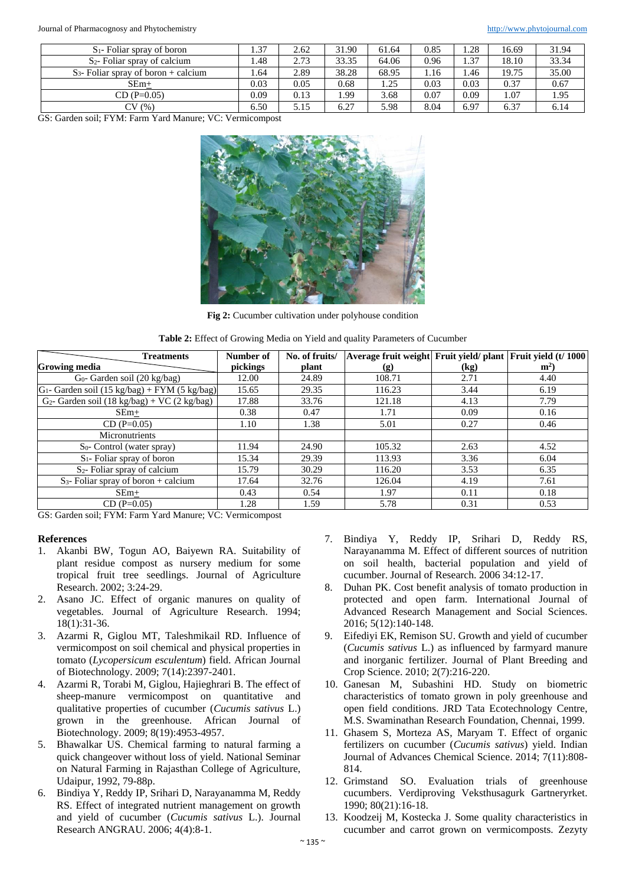| | | | | | | | | |
|---|---|---|---|---|---|---|---|---|
| $S_1$- Foliar spray of boron | 1.37 | 2.62 | 31.90 | 61.64 | 0.85 | 1.28 | 16.69 | 31.94 |
| $S_2$- Foliar spray of calcium | 1.48 | 2.73 | 33.35 | 64.06 | 0.96 | 1.37 | 18.10 | 33.34 |
| $S_3$- Foliar spray of boron + calcium | 1.64 | 2.89 | 38.28 | 68.95 | 1.16 | 1.46 | 19.75 | 35.00 |
| SEm± | 0.03 | 0.05 | 0.68 | 1.25 | 0.03 | 0.03 | 0.37 | 0.67 |
| CD (P=0.05) | 0.09 | 0.13 | 1.99 | 3.68 | 0.07 | 0.09 | 1.07 | 1.95 |
| CV (%) | 6.50 | 5.15 | 6.27 | 5.98 | 8.04 | 6.97 | 6.37 | 6.14 |

GS: Garden soil; FYM: Farm Yard Manure; VC: Vermicompost

**Fig 2:** Cucumber cultivation under polyhouse condition

**Table 2:** Effect of Growing Media on Yield and quality Parameters of Cucumber

| Treatments / Growing media | Number of pickings | No. of fruits/ plant | Average fruit weight (g) | Fruit yield/ plant (kg) | Fruit yield (t/ 1000 $m^2$) |
|---|---|---|---|---|---|
| $G_0$- Garden soil (20 kg/bag) | 12.00 | 24.89 | 108.71 | 2.71 | 4.40 |
| $G_1$- Garden soil (15 kg/bag) + FYM (5 kg/bag) | 15.65 | 29.35 | 116.23 | 3.44 | 6.19 |
| $G_2$- Garden soil (18 kg/bag) + VC (2 kg/bag) | 17.88 | 33.76 | 121.18 | 4.13 | 7.79 |
| SEm± | 0.38 | 0.47 | 1.71 | 0.09 | 0.16 |
| CD (P=0.05) | 1.10 | 1.38 | 5.01 | 0.27 | 0.46 |
| Micronutrients | | | | | |
| $S_0$- Control (water spray) | 11.94 | 24.90 | 105.32 | 2.63 | 4.52 |
| $S_1$- Foliar spray of boron | 15.34 | 29.39 | 113.93 | 3.36 | 6.04 |
| $S_2$- Foliar spray of calcium | 15.79 | 30.29 | 116.20 | 3.53 | 6.35 |
| $S_3$- Foliar spray of boron + calcium | 17.64 | 32.76 | 126.04 | 4.19 | 7.61 |
| SEm± | 0.43 | 0.54 | 1.97 | 0.11 | 0.18 |
| CD (P=0.05) | 1.28 | 1.59 | 5.78 | 0.31 | 0.53 |

GS: Garden soil; FYM: Farm Yard Manure; VC: Vermicompost

## References

1. Akanbi BW, Togun AO, Baiyewn RA. Suitability of plant residue compost as nursery medium for some tropical fruit tree seedlings. Journal of Agriculture Research. 2002; 3:24-29.
2. Asano JC. Effect of organic manures on quality of vegetables. Journal of Agriculture Research. 1994; 18(1):31-36.
3. Azarmi R, Giglou MT, Taleshmikail RD. Influence of vermicompost on soil chemical and physical properties in tomato (*Lycopersicum esculentum*) field. African Journal of Biotechnology. 2009; 7(14):2397-2401.
4. Azarmi R, Torabi M, Giglou, Hajieghrari B. The effect of sheep-manure vermicompost on quantitative and qualitative properties of cucumber (*Cucumis sativus* L.) grown in the greenhouse. African Journal of Biotechnology. 2009; 8(19):4953-4957.
5. Bhawalkar US. Chemical farming to natural farming a quick changeover without loss of yield. National Seminar on Natural Farming in Rajasthan College of Agriculture, Udaipur, 1992, 79-88p.
6. Bindiya Y, Reddy IP, Srihari D, Narayanamma M, Reddy RS. Effect of integrated nutrient management on growth and yield of cucumber (*Cucumis sativus* L.). Journal Research ANGRAU. 2006; 4(4):8-1.
7. Bindiya Y, Reddy IP, Srihari D, Reddy RS, Narayanamma M. Effect of different sources of nutrition on soil health, bacterial population and yield of cucumber. Journal of Research. 2006 34:12-17.
8. Duhan PK. Cost benefit analysis of tomato production in protected and open farm. International Journal of Advanced Research Management and Social Sciences. 2016; 5(12):140-148.
9. Eifediyi EK, Remison SU. Growth and yield of cucumber (*Cucumis sativus* L.) as influenced by farmyard manure and inorganic fertilizer. Journal of Plant Breeding and Crop Science. 2010; 2(7):216-220.
10. Ganesan M, Subashini HD. Study on biometric characteristics of tomato grown in poly greenhouse and open field conditions. JRD Tata Ecotechnology Centre, M.S. Swaminathan Research Foundation, Chennai, 1999.
11. Ghasem S, Morteza AS, Maryam T. Effect of organic fertilizers on cucumber (*Cucumis sativus*) yield. Indian Journal of Advances Chemical Science. 2014; 7(11):808-814.
12. Grimstand SO. Evaluation trials of greenhouse cucumbers. Verdiproving Veksthusagurk Gartneryrket. 1990; 80(21):16-18.
13. Koodzeij M, Kostecka J. Some quality characteristics in cucumber and carrot grown on vermicomposts. Zezyty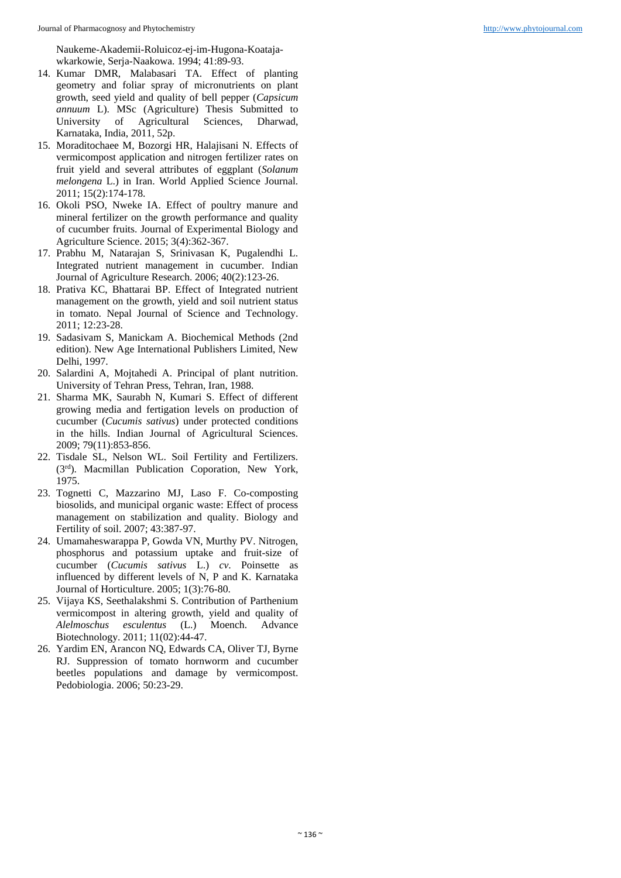Naukeme-Akademii-Roluicoz-ej-im-Hugona-Koataja-wkarkowie, Serja-Naakowa. 1994; 41:89-93.

14. Kumar DMR, Malabasari TA. Effect of planting geometry and foliar spray of micronutrients on plant growth, seed yield and quality of bell pepper (*Capsicum annuum* L). MSc (Agriculture) Thesis Submitted to University of Agricultural Sciences, Dharwad, Karnataka, India, 2011, 52p.
15. Moraditochaee M, Bozorgi HR, Halajisani N. Effects of vermicompost application and nitrogen fertilizer rates on fruit yield and several attributes of eggplant (*Solanum melongena* L.) in Iran. World Applied Science Journal. 2011; 15(2):174-178.
16. Okoli PSO, Nweke IA. Effect of poultry manure and mineral fertilizer on the growth performance and quality of cucumber fruits. Journal of Experimental Biology and Agriculture Science. 2015; 3(4):362-367.
17. Prabhu M, Natarajan S, Srinivasan K, Pugalendhi L. Integrated nutrient management in cucumber. Indian Journal of Agriculture Research. 2006; 40(2):123-26.
18. Prativa KC, Bhattarai BP. Effect of Integrated nutrient management on the growth, yield and soil nutrient status in tomato. Nepal Journal of Science and Technology. 2011; 12:23-28.
19. Sadasivam S, Manickam A. Biochemical Methods (2nd edition). New Age International Publishers Limited, New Delhi, 1997.
20. Salardini A, Mojtahedi A. Principal of plant nutrition. University of Tehran Press, Tehran, Iran, 1988.
21. Sharma MK, Saurabh N, Kumari S. Effect of different growing media and fertigation levels on production of cucumber (*Cucumis sativus*) under protected conditions in the hills. Indian Journal of Agricultural Sciences. 2009; 79(11):853-856.
22. Tisdale SL, Nelson WL. Soil Fertility and Fertilizers. (3rd). Macmillan Publication Coporation, New York, 1975.
23. Tognetti C, Mazzarino MJ, Laso F. Co-composting biosolids, and municipal organic waste: Effect of process management on stabilization and quality. Biology and Fertility of soil. 2007; 43:387-97.
24. Umamaheswarappa P, Gowda VN, Murthy PV. Nitrogen, phosphorus and potassium uptake and fruit-size of cucumber (*Cucumis sativus* L.) *cv*. Poinsette as influenced by different levels of N, P and K. Karnataka Journal of Horticulture. 2005; 1(3):76-80.
25. Vijaya KS, Seethalakshmi S. Contribution of Parthenium vermicompost in altering growth, yield and quality of *Alelmoschus esculentus* (L.) Moench. Advance Biotechnology. 2011; 11(02):44-47.
26. Yardim EN, Arancon NQ, Edwards CA, Oliver TJ, Byrne RJ. Suppression of tomato hornworm and cucumber beetles populations and damage by vermicompost. Pedobiologia. 2006; 50:23-29.